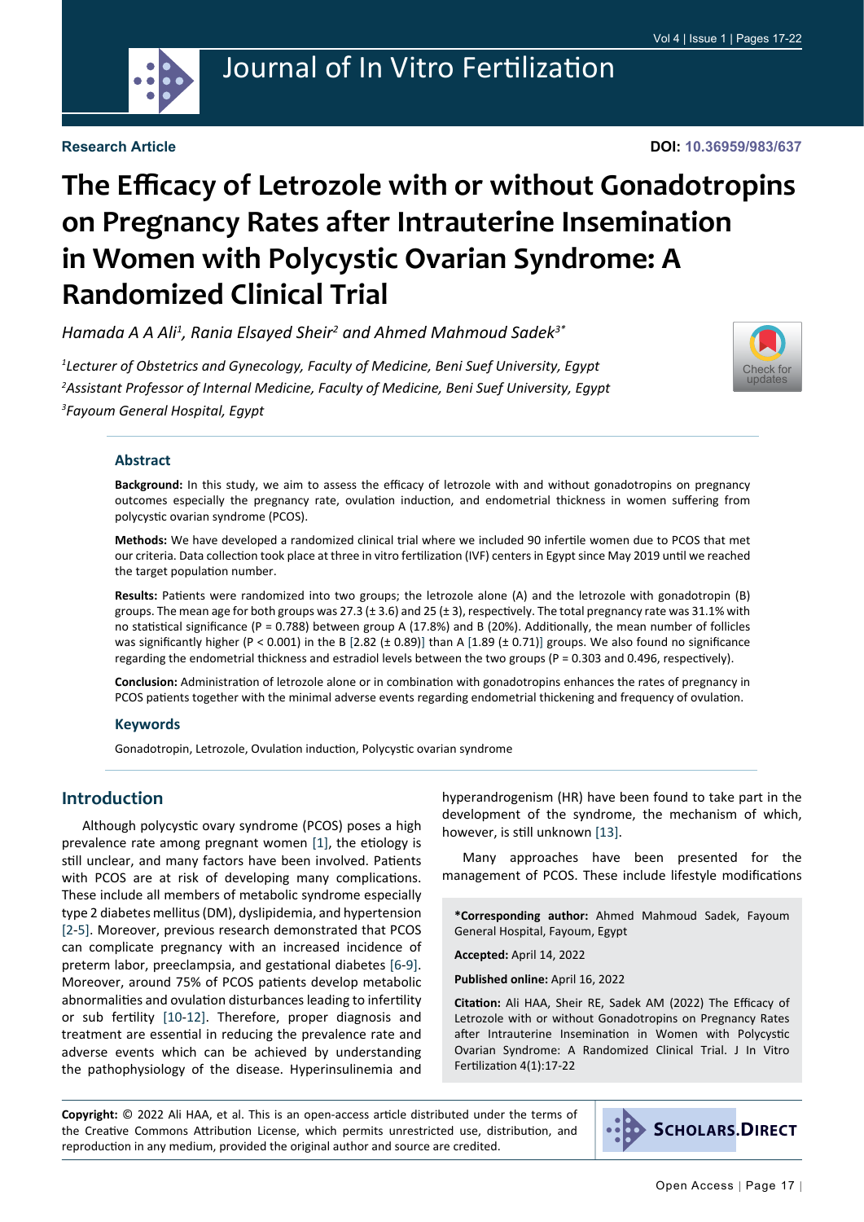Research Article

DOI: 10.36959/983/637

# The Efficacy of Letrozole with or without Gonadotropins on Pregnancy Rates after Intrauterine Insemination in Women with Polycystic Ovarian Syndrome: A Randomized Clinical Trial

*Hamada A A Ali[1], Rania Elsayed Sheir[2] and Ahmed Mahmoud Sadek[3*]*

*[1]Lecturer of Obstetrics and Gynecology, Faculty of Medicine, Beni Suef University, Egypt*
*[2]Assistant Professor of Internal Medicine, Faculty of Medicine, Beni Suef University, Egypt*
*[3]Fayoum General Hospital, Egypt*

### Abstract

**Background:** In this study, we aim to assess the efficacy of letrozole with and without gonadotropins on pregnancy outcomes especially the pregnancy rate, ovulation induction, and endometrial thickness in women suffering from polycystic ovarian syndrome (PCOS).

**Methods:** We have developed a randomized clinical trial where we included 90 infertile women due to PCOS that met our criteria. Data collection took place at three in vitro fertilization (IVF) centers in Egypt since May 2019 until we reached the target population number.

**Results:** Patients were randomized into two groups; the letrozole alone (A) and the letrozole with gonadotropin (B) groups. The mean age for both groups was 27.3 (± 3.6) and 25 (± 3), respectively. The total pregnancy rate was 31.1% with no statistical significance (P = 0.788) between group A (17.8%) and B (20%). Additionally, the mean number of follicles was significantly higher (P < 0.001) in the B [2.82 (± 0.89)] than A [1.89 (± 0.71)] groups. We also found no significance regarding the endometrial thickness and estradiol levels between the two groups (P = 0.303 and 0.496, respectively).

**Conclusion:** Administration of letrozole alone or in combination with gonadotropins enhances the rates of pregnancy in PCOS patients together with the minimal adverse events regarding endometrial thickening and frequency of ovulation.

### Keywords

Gonadotropin, Letrozole, Ovulation induction, Polycystic ovarian syndrome

## Introduction

Although polycystic ovary syndrome (PCOS) poses a high prevalence rate among pregnant women [1], the etiology is still unclear, and many factors have been involved. Patients with PCOS are at risk of developing many complications. These include all members of metabolic syndrome especially type 2 diabetes mellitus (DM), dyslipidemia, and hypertension [2-5]. Moreover, previous research demonstrated that PCOS can complicate pregnancy with an increased incidence of preterm labor, preeclampsia, and gestational diabetes [6-9]. Moreover, around 75% of PCOS patients develop metabolic abnormalities and ovulation disturbances leading to infertility or sub fertility [10-12]. Therefore, proper diagnosis and treatment are essential in reducing the prevalence rate and adverse events which can be achieved by understanding the pathophysiology of the disease. Hyperinsulinemia and hyperandrogenism (HR) have been found to take part in the development of the syndrome, the mechanism of which, however, is still unknown [13].

Many approaches have been presented for the management of PCOS. These include lifestyle modifications

**\*Corresponding author:** Ahmed Mahmoud Sadek, Fayoum General Hospital, Fayoum, Egypt

**Accepted:** April 14, 2022

**Published online:** April 16, 2022

**Citation:** Ali HAA, Sheir RE, Sadek AM (2022) The Efficacy of Letrozole with or without Gonadotropins on Pregnancy Rates after Intrauterine Insemination in Women with Polycystic Ovarian Syndrome: A Randomized Clinical Trial. J In Vitro Fertilization 4(1):17-22

**Copyright:** © 2022 Ali HAA, et al. This is an open-access article distributed under the terms of the Creative Commons Attribution License, which permits unrestricted use, distribution, and reproduction in any medium, provided the original author and source are credited.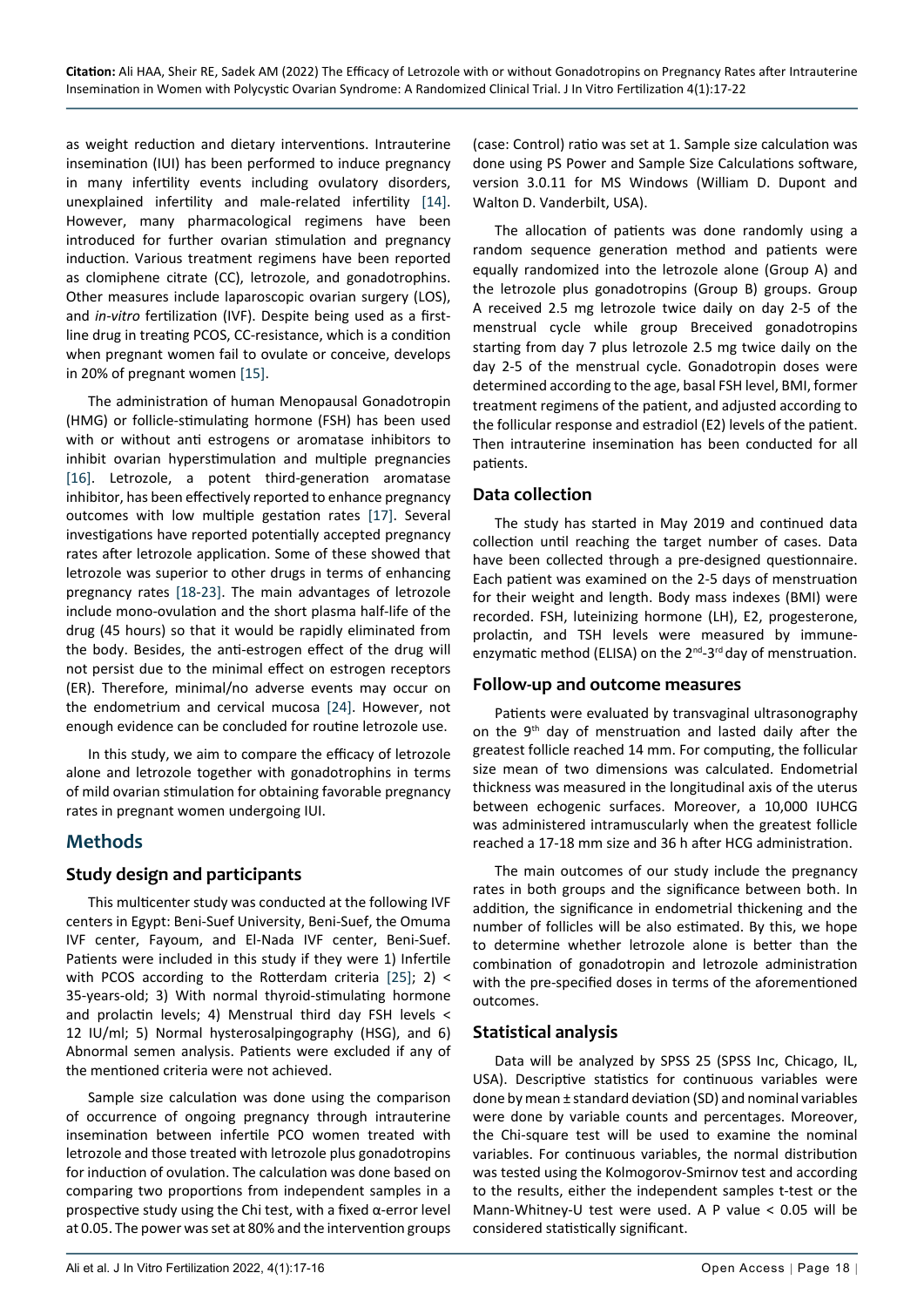as weight reduction and dietary interventions. Intrauterine insemination (IUI) has been performed to induce pregnancy in many infertility events including ovulatory disorders, unexplained infertility and male-related infertility [14]. However, many pharmacological regimens have been introduced for further ovarian stimulation and pregnancy induction. Various treatment regimens have been reported as clomiphene citrate (CC), letrozole, and gonadotrophins. Other measures include laparoscopic ovarian surgery (LOS), and *in-vitro* fertilization (IVF). Despite being used as a first-line drug in treating PCOS, CC-resistance, which is a condition when pregnant women fail to ovulate or conceive, develops in 20% of pregnant women [15].

The administration of human Menopausal Gonadotropin (HMG) or follicle-stimulating hormone (FSH) has been used with or without anti estrogens or aromatase inhibitors to inhibit ovarian hyperstimulation and multiple pregnancies [16]. Letrozole, a potent third-generation aromatase inhibitor, has been effectively reported to enhance pregnancy outcomes with low multiple gestation rates [17]. Several investigations have reported potentially accepted pregnancy rates after letrozole application. Some of these showed that letrozole was superior to other drugs in terms of enhancing pregnancy rates [18-23]. The main advantages of letrozole include mono-ovulation and the short plasma half-life of the drug (45 hours) so that it would be rapidly eliminated from the body. Besides, the anti-estrogen effect of the drug will not persist due to the minimal effect on estrogen receptors (ER). Therefore, minimal/no adverse events may occur on the endometrium and cervical mucosa [24]. However, not enough evidence can be concluded for routine letrozole use.

In this study, we aim to compare the efficacy of letrozole alone and letrozole together with gonadotrophins in terms of mild ovarian stimulation for obtaining favorable pregnancy rates in pregnant women undergoing IUI.

## Methods

### Study design and participants

This multicenter study was conducted at the following IVF centers in Egypt: Beni-Suef University, Beni-Suef, the Omuma IVF center, Fayoum, and El-Nada IVF center, Beni-Suef. Patients were included in this study if they were 1) Infertile with PCOS according to the Rotterdam criteria [25]; 2) < 35-years-old; 3) With normal thyroid-stimulating hormone and prolactin levels; 4) Menstrual third day FSH levels < 12 IU/ml; 5) Normal hysterosalpingography (HSG), and 6) Abnormal semen analysis. Patients were excluded if any of the mentioned criteria were not achieved.

Sample size calculation was done using the comparison of occurrence of ongoing pregnancy through intrauterine insemination between infertile PCO women treated with letrozole and those treated with letrozole plus gonadotropins for induction of ovulation. The calculation was done based on comparing two proportions from independent samples in a prospective study using the Chi test, with a fixed α-error level at 0.05. The power was set at 80% and the intervention groups (case: Control) ratio was set at 1. Sample size calculation was done using PS Power and Sample Size Calculations software, version 3.0.11 for MS Windows (William D. Dupont and Walton D. Vanderbilt, USA).

The allocation of patients was done randomly using a random sequence generation method and patients were equally randomized into the letrozole alone (Group A) and the letrozole plus gonadotropins (Group B) groups. Group A received 2.5 mg letrozole twice daily on day 2-5 of the menstrual cycle while group Breceived gonadotropins starting from day 7 plus letrozole 2.5 mg twice daily on the day 2-5 of the menstrual cycle. Gonadotropin doses were determined according to the age, basal FSH level, BMI, former treatment regimens of the patient, and adjusted according to the follicular response and estradiol (E2) levels of the patient. Then intrauterine insemination has been conducted for all patients.

### Data collection

The study has started in May 2019 and continued data collection until reaching the target number of cases. Data have been collected through a pre-designed questionnaire. Each patient was examined on the 2-5 days of menstruation for their weight and length. Body mass indexes (BMI) were recorded. FSH, luteinizing hormone (LH), E2, progesterone, prolactin, and TSH levels were measured by immune-enzymatic method (ELISA) on the 2nd-3rd day of menstruation.

### Follow-up and outcome measures

Patients were evaluated by transvaginal ultrasonography on the 9th day of menstruation and lasted daily after the greatest follicle reached 14 mm. For computing, the follicular size mean of two dimensions was calculated. Endometrial thickness was measured in the longitudinal axis of the uterus between echogenic surfaces. Moreover, a 10,000 IUHCG was administered intramuscularly when the greatest follicle reached a 17-18 mm size and 36 h after HCG administration.

The main outcomes of our study include the pregnancy rates in both groups and the significance between both. In addition, the significance in endometrial thickening and the number of follicles will be also estimated. By this, we hope to determine whether letrozole alone is better than the combination of gonadotropin and letrozole administration with the pre-specified doses in terms of the aforementioned outcomes.

### Statistical analysis

Data will be analyzed by SPSS 25 (SPSS Inc, Chicago, IL, USA). Descriptive statistics for continuous variables were done by mean ± standard deviation (SD) and nominal variables were done by variable counts and percentages. Moreover, the Chi-square test will be used to examine the nominal variables. For continuous variables, the normal distribution was tested using the Kolmogorov-Smirnov test and according to the results, either the independent samples t-test or the Mann-Whitney-U test were used. A P value < 0.05 will be considered statistically significant.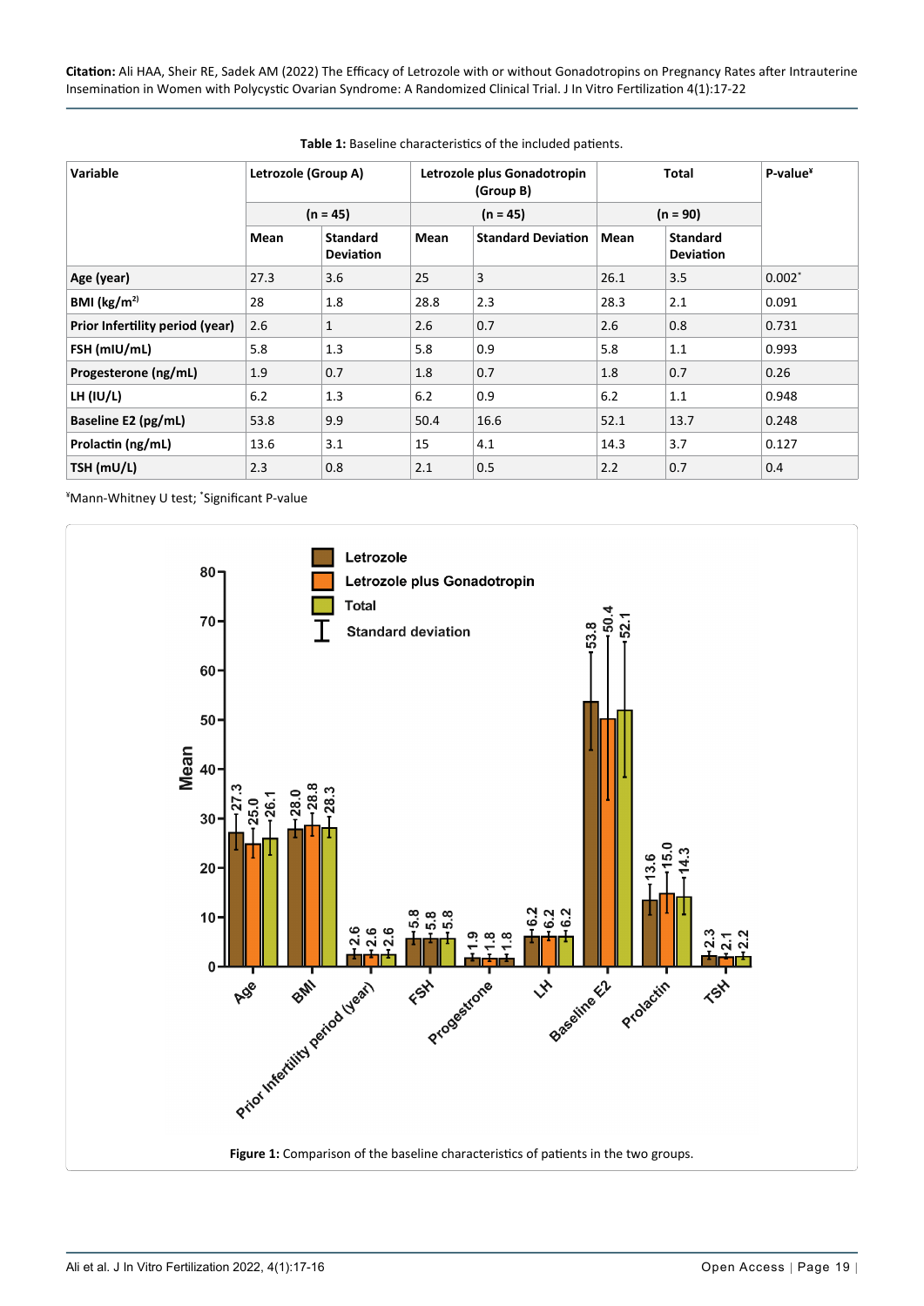Table 1: Baseline characteristics of the included patients.

| Variable | Letrozole (Group A) | | Letrozole plus Gonadotropin (Group B) | | Total | | P-value[¥] |
|---|---|---|---|---|---|---|---|
| | (n = 45) | | (n = 45) | | (n = 90) | | |
| | Mean | Standard Deviation | Mean | Standard Deviation | Mean | Standard Deviation | |
| **Age (year)** | 27.3 | 3.6 | 25 | 3 | 26.1 | 3.5 | 0.002[*] |
| **BMI (kg/m$^2$)** | 28 | 1.8 | 28.8 | 2.3 | 28.3 | 2.1 | 0.091 |
| **Prior Infertility period (year)** | 2.6 | 1 | 2.6 | 0.7 | 2.6 | 0.8 | 0.731 |
| **FSH (mIU/mL)** | 5.8 | 1.3 | 5.8 | 0.9 | 5.8 | 1.1 | 0.993 |
| **Progesterone (ng/mL)** | 1.9 | 0.7 | 1.8 | 0.7 | 1.8 | 0.7 | 0.26 |
| **LH (IU/L)** | 6.2 | 1.3 | 6.2 | 0.9 | 6.2 | 1.1 | 0.948 |
| **Baseline E2 (pg/mL)** | 53.8 | 9.9 | 50.4 | 16.6 | 52.1 | 13.7 | 0.248 |
| **Prolactin (ng/mL)** | 13.6 | 3.1 | 15 | 4.1 | 14.3 | 3.7 | 0.127 |
| **TSH (mU/L)** | 2.3 | 0.8 | 2.1 | 0.5 | 2.2 | 0.7 | 0.4 |

[¥]Mann-Whitney U test; [*]Significant P-value

**Figure 1:** Comparison of the baseline characteristics of patients in the two groups.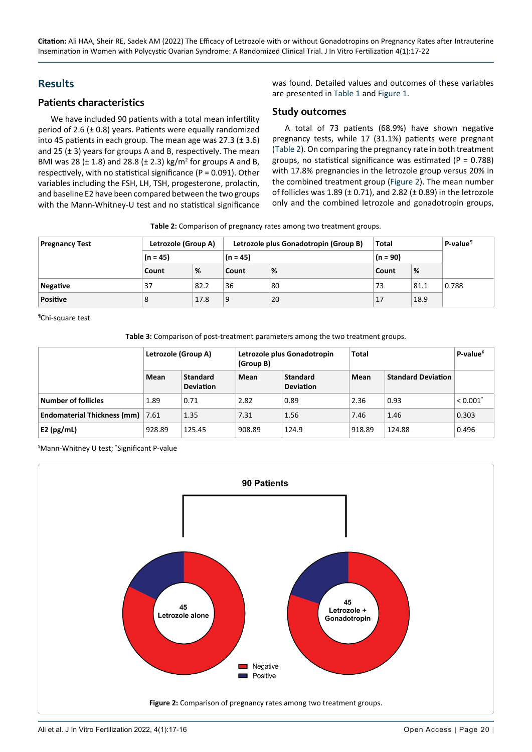## Results

### Patients characteristics

We have included 90 patients with a total mean infertility period of 2.6 (± 0.8) years. Patients were equally randomized into 45 patients in each group. The mean age was 27.3 (± 3.6) and 25 (± 3) years for groups A and B, respectively. The mean BMI was 28 (± 1.8) and 28.8 (± 2.3) kg/m$^2$ for groups A and B, respectively, with no statistical significance (P = 0.091). Other variables including the FSH, LH, TSH, progesterone, prolactin, and baseline E2 have been compared between the two groups with the Mann-Whitney-U test and no statistical significance was found. Detailed values and outcomes of these variables are presented in Table 1 and Figure 1.

### Study outcomes

A total of 73 patients (68.9%) have shown negative pregnancy tests, while 17 (31.1%) patients were pregnant (Table 2). On comparing the pregnancy rate in both treatment groups, no statistical significance was estimated (P = 0.788) with 17.8% pregnancies in the letrozole group versus 20% in the combined treatment group (Figure 2). The mean number of follicles was 1.89 (± 0.71), and 2.82 (± 0.89) in the letrozole only and the combined letrozole and gonadotropin groups,

**Table 2:** Comparison of pregnancy rates among two treatment groups.

| Pregnancy Test | Letrozole (Group A) | | Letrozole plus Gonadotropin (Group B) | | Total | | P-value¶ |
|---|---|---|---|---|---|---|---|
| | (n = 45) | | (n = 45) | | (n = 90) | | |
| | Count | % | Count | % | Count | % | |
| **Negative** | 37 | 82.2 | 36 | 80 | 73 | 81.1 | 0.788 |
| **Positive** | 8 | 17.8 | 9 | 20 | 17 | 18.9 | |

¶Chi-square test

**Table 3:** Comparison of post-treatment parameters among the two treatment groups.

| | Letrozole (Group A) | | Letrozole plus Gonadotropin (Group B) | | Total | | P-value¥ |
|---|---|---|---|---|---|---|---|
| | Mean | Standard Deviation | Mean | Standard Deviation | Mean | Standard Deviation | |
| **Number of follicles** | 1.89 | 0.71 | 2.82 | 0.89 | 2.36 | 0.93 | < 0.001* |
| **Endomaterial Thickness (mm)** | 7.61 | 1.35 | 7.31 | 1.56 | 7.46 | 1.46 | 0.303 |
| **E2 (pg/mL)** | 928.89 | 125.45 | 908.89 | 124.9 | 918.89 | 124.88 | 0.496 |

¥Mann-Whitney U test; *Significant P-value

**Figure 2:** Comparison of pregnancy rates among two treatment groups.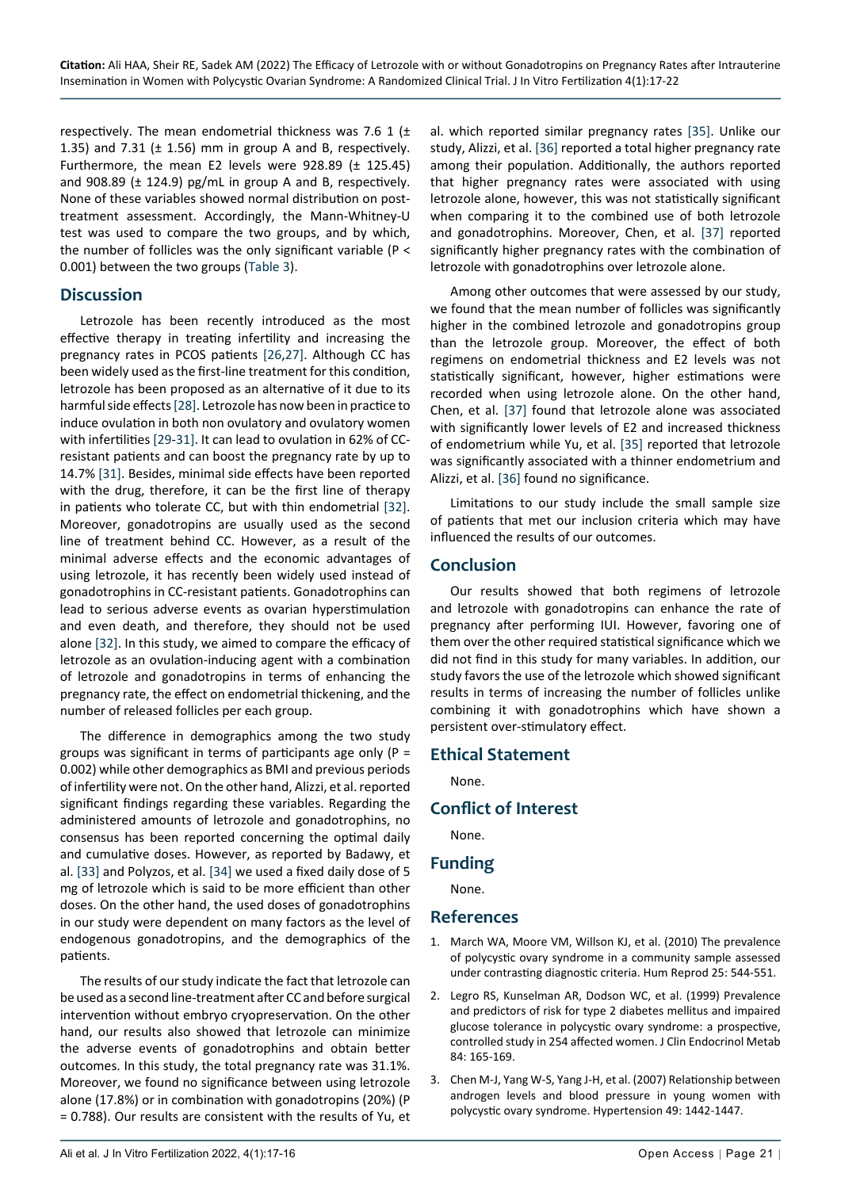respectively. The mean endometrial thickness was 7.6 1 (± 1.35) and 7.31 (± 1.56) mm in group A and B, respectively. Furthermore, the mean E2 levels were 928.89 (± 125.45) and 908.89 (± 124.9) pg/mL in group A and B, respectively. None of these variables showed normal distribution on post-treatment assessment. Accordingly, the Mann-Whitney-U test was used to compare the two groups, and by which, the number of follicles was the only significant variable (P < 0.001) between the two groups (Table 3).

## Discussion

Letrozole has been recently introduced as the most effective therapy in treating infertility and increasing the pregnancy rates in PCOS patients [26,27]. Although CC has been widely used as the first-line treatment for this condition, letrozole has been proposed as an alternative of it due to its harmful side effects [28]. Letrozole has now been in practice to induce ovulation in both non ovulatory and ovulatory women with infertilities [29-31]. It can lead to ovulation in 62% of CC-resistant patients and can boost the pregnancy rate by up to 14.7% [31]. Besides, minimal side effects have been reported with the drug, therefore, it can be the first line of therapy in patients who tolerate CC, but with thin endometrial [32]. Moreover, gonadotropins are usually used as the second line of treatment behind CC. However, as a result of the minimal adverse effects and the economic advantages of using letrozole, it has recently been widely used instead of gonadotrophins in CC-resistant patients. Gonadotrophins can lead to serious adverse events as ovarian hyperstimulation and even death, and therefore, they should not be used alone [32]. In this study, we aimed to compare the efficacy of letrozole as an ovulation-inducing agent with a combination of letrozole and gonadotropins in terms of enhancing the pregnancy rate, the effect on endometrial thickening, and the number of released follicles per each group.

The difference in demographics among the two study groups was significant in terms of participants age only (P = 0.002) while other demographics as BMI and previous periods of infertility were not. On the other hand, Alizzi, et al. reported significant findings regarding these variables. Regarding the administered amounts of letrozole and gonadotrophins, no consensus has been reported concerning the optimal daily and cumulative doses. However, as reported by Badawy, et al. [33] and Polyzos, et al. [34] we used a fixed daily dose of 5 mg of letrozole which is said to be more efficient than other doses. On the other hand, the used doses of gonadotrophins in our study were dependent on many factors as the level of endogenous gonadotropins, and the demographics of the patients.

The results of our study indicate the fact that letrozole can be used as a second line-treatment after CC and before surgical intervention without embryo cryopreservation. On the other hand, our results also showed that letrozole can minimize the adverse events of gonadotrophins and obtain better outcomes. In this study, the total pregnancy rate was 31.1%. Moreover, we found no significance between using letrozole alone (17.8%) or in combination with gonadotropins (20%) (P = 0.788). Our results are consistent with the results of Yu, et al. which reported similar pregnancy rates [35]. Unlike our study, Alizzi, et al. [36] reported a total higher pregnancy rate among their population. Additionally, the authors reported that higher pregnancy rates were associated with using letrozole alone, however, this was not statistically significant when comparing it to the combined use of both letrozole and gonadotrophins. Moreover, Chen, et al. [37] reported significantly higher pregnancy rates with the combination of letrozole with gonadotrophins over letrozole alone.

Among other outcomes that were assessed by our study, we found that the mean number of follicles was significantly higher in the combined letrozole and gonadotropins group than the letrozole group. Moreover, the effect of both regimens on endometrial thickness and E2 levels was not statistically significant, however, higher estimations were recorded when using letrozole alone. On the other hand, Chen, et al. [37] found that letrozole alone was associated with significantly lower levels of E2 and increased thickness of endometrium while Yu, et al. [35] reported that letrozole was significantly associated with a thinner endometrium and Alizzi, et al. [36] found no significance.

Limitations to our study include the small sample size of patients that met our inclusion criteria which may have influenced the results of our outcomes.

## Conclusion

Our results showed that both regimens of letrozole and letrozole with gonadotropins can enhance the rate of pregnancy after performing IUI. However, favoring one of them over the other required statistical significance which we did not find in this study for many variables. In addition, our study favors the use of the letrozole which showed significant results in terms of increasing the number of follicles unlike combining it with gonadotrophins which have shown a persistent over-stimulatory effect.

## Ethical Statement

None.

## Conflict of Interest

None.

## Funding

None.

## References

1. March WA, Moore VM, Willson KJ, et al. (2010) The prevalence of polycystic ovary syndrome in a community sample assessed under contrasting diagnostic criteria. Hum Reprod 25: 544-551.
2. Legro RS, Kunselman AR, Dodson WC, et al. (1999) Prevalence and predictors of risk for type 2 diabetes mellitus and impaired glucose tolerance in polycystic ovary syndrome: a prospective, controlled study in 254 affected women. J Clin Endocrinol Metab 84: 165-169.
3. Chen M-J, Yang W-S, Yang J-H, et al. (2007) Relationship between androgen levels and blood pressure in young women with polycystic ovary syndrome. Hypertension 49: 1442-1447.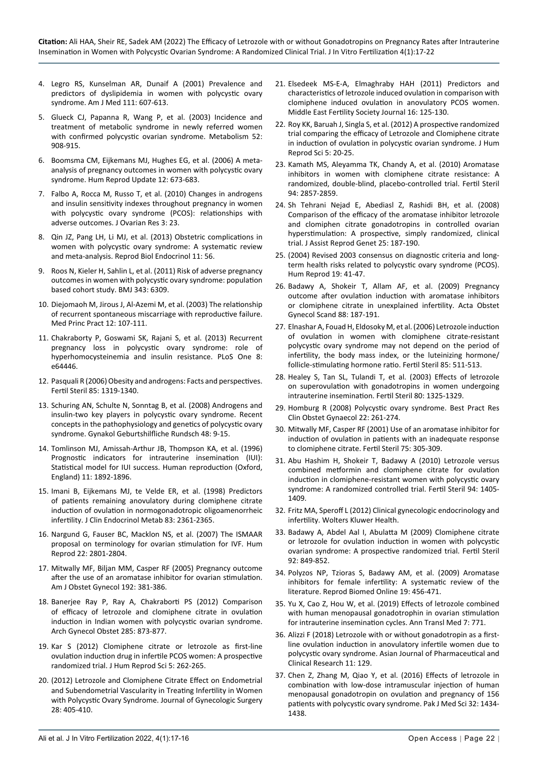4. Legro RS, Kunselman AR, Dunaif A (2001) Prevalence and predictors of dyslipidemia in women with polycystic ovary syndrome. Am J Med 111: 607-613.
5. Glueck CJ, Papanna R, Wang P, et al. (2003) Incidence and treatment of metabolic syndrome in newly referred women with confirmed polycystic ovarian syndrome. Metabolism 52: 908-915.
6. Boomsma CM, Eijkemans MJ, Hughes EG, et al. (2006) A meta-analysis of pregnancy outcomes in women with polycystic ovary syndrome. Hum Reprod Update 12: 673-683.
7. Falbo A, Rocca M, Russo T, et al. (2010) Changes in androgens and insulin sensitivity indexes throughout pregnancy in women with polycystic ovary syndrome (PCOS): relationships with adverse outcomes. J Ovarian Res 3: 23.
8. Qin JZ, Pang LH, Li MJ, et al. (2013) Obstetric complications in women with polycystic ovary syndrome: A systematic review and meta-analysis. Reprod Biol Endocrinol 11: 56.
9. Roos N, Kieler H, Sahlin L, et al. (2011) Risk of adverse pregnancy outcomes in women with polycystic ovary syndrome: population based cohort study. BMJ 343: 6309.
10. Diejomaoh M, Jirous J, Al-Azemi M, et al. (2003) The relationship of recurrent spontaneous miscarriage with reproductive failure. Med Princ Pract 12: 107-111.
11. Chakraborty P, Goswami SK, Rajani S, et al. (2013) Recurrent pregnancy loss in polycystic ovary syndrome: role of hyperhomocysteinemia and insulin resistance. PLoS One 8: e64446.
12. Pasquali R (2006) Obesity and androgens: Facts and perspectives. Fertil Steril 85: 1319-1340.
13. Schuring AN, Schulte N, Sonntag B, et al. (2008) Androgens and insulin-two key players in polycystic ovary syndrome. Recent concepts in the pathophysiology and genetics of polycystic ovary syndrome. Gynakol Geburtshilfliche Rundsch 48: 9-15.
14. Tomlinson MJ, Amissah-Arthur JB, Thompson KA, et al. (1996) Prognostic indicators for intrauterine insemination (IUI): Statistical model for IUI success. Human reproduction (Oxford, England) 11: 1892-1896.
15. Imani B, Eijkemans MJ, te Velde ER, et al. (1998) Predictors of patients remaining anovulatory during clomiphene citrate induction of ovulation in normogonadotropic oligoamenorrheic infertility. J Clin Endocrinol Metab 83: 2361-2365.
16. Nargund G, Fauser BC, Macklon NS, et al. (2007) The ISMAAR proposal on terminology for ovarian stimulation for IVF. Hum Reprod 22: 2801-2804.
17. Mitwally MF, Biljan MM, Casper RF (2005) Pregnancy outcome after the use of an aromatase inhibitor for ovarian stimulation. Am J Obstet Gynecol 192: 381-386.
18. Banerjee Ray P, Ray A, Chakraborti PS (2012) Comparison of efficacy of letrozole and clomiphene citrate in ovulation induction in Indian women with polycystic ovarian syndrome. Arch Gynecol Obstet 285: 873-877.
19. Kar S (2012) Clomiphene citrate or letrozole as first-line ovulation induction drug in infertile PCOS women: A prospective randomized trial. J Hum Reprod Sci 5: 262-265.
20. (2012) Letrozole and Clomiphene Citrate Effect on Endometrial and Subendometrial Vascularity in Treating Infertility in Women with Polycystic Ovary Syndrome. Journal of Gynecologic Surgery 28: 405-410.
21. Elsedeek MS-E-A, Elmaghraby HAH (2011) Predictors and characteristics of letrozole induced ovulation in comparison with clomiphene induced ovulation in anovulatory PCOS women. Middle East Fertility Society Journal 16: 125-130.
22. Roy KK, Baruah J, Singla S, et al. (2012) A prospective randomized trial comparing the efficacy of Letrozole and Clomiphene citrate in induction of ovulation in polycystic ovarian syndrome. J Hum Reprod Sci 5: 20-25.
23. Kamath MS, Aleyamma TK, Chandy A, et al. (2010) Aromatase inhibitors in women with clomiphene citrate resistance: A randomized, double-blind, placebo-controlled trial. Fertil Steril 94: 2857-2859.
24. Sh Tehrani Nejad E, Abediasl Z, Rashidi BH, et al. (2008) Comparison of the efficacy of the aromatase inhibitor letrozole and clomiphen citrate gonadotropins in controlled ovarian hyperstimulation: A prospective, simply randomized, clinical trial. J Assist Reprod Genet 25: 187-190.
25. (2004) Revised 2003 consensus on diagnostic criteria and long-term health risks related to polycystic ovary syndrome (PCOS). Hum Reprod 19: 41-47.
26. Badawy A, Shokeir T, Allam AF, et al. (2009) Pregnancy outcome after ovulation induction with aromatase inhibitors or clomiphene citrate in unexplained infertility. Acta Obstet Gynecol Scand 88: 187-191.
27. Elnashar A, Fouad H, Eldosoky M, et al. (2006) Letrozole induction of ovulation in women with clomiphene citrate-resistant polycystic ovary syndrome may not depend on the period of infertility, the body mass index, or the luteinizing hormone/follicle-stimulating hormone ratio. Fertil Steril 85: 511-513.
28. Healey S, Tan SL, Tulandi T, et al. (2003) Effects of letrozole on superovulation with gonadotropins in women undergoing intrauterine insemination. Fertil Steril 80: 1325-1329.
29. Homburg R (2008) Polycystic ovary syndrome. Best Pract Res Clin Obstet Gynaecol 22: 261-274.
30. Mitwally MF, Casper RF (2001) Use of an aromatase inhibitor for induction of ovulation in patients with an inadequate response to clomiphene citrate. Fertil Steril 75: 305-309.
31. Abu Hashim H, Shokeir T, Badawy A (2010) Letrozole versus combined metformin and clomiphene citrate for ovulation induction in clomiphene-resistant women with polycystic ovary syndrome: A randomized controlled trial. Fertil Steril 94: 1405-1409.
32. Fritz MA, Speroff L (2012) Clinical gynecologic endocrinology and infertility. Wolters Kluwer Health.
33. Badawy A, Abdel Aal I, Abulatta M (2009) Clomiphene citrate or letrozole for ovulation induction in women with polycystic ovarian syndrome: A prospective randomized trial. Fertil Steril 92: 849-852.
34. Polyzos NP, Tzioras S, Badawy AM, et al. (2009) Aromatase inhibitors for female infertility: A systematic review of the literature. Reprod Biomed Online 19: 456-471.
35. Yu X, Cao Z, Hou W, et al. (2019) Effects of letrozole combined with human menopausal gonadotrophin in ovarian stimulation for intrauterine insemination cycles. Ann Transl Med 7: 771.
36. Alizzi F (2018) Letrozole with or without gonadotropin as a first-line ovulation induction in anovulatory infertile women due to polycystic ovary syndrome. Asian Journal of Pharmaceutical and Clinical Research 11: 129.
37. Chen Z, Zhang M, Qiao Y, et al. (2016) Effects of letrozole in combination with low-dose intramuscular injection of human menopausal gonadotropin on ovulation and pregnancy of 156 patients with polycystic ovary syndrome. Pak J Med Sci 32: 1434-1438.